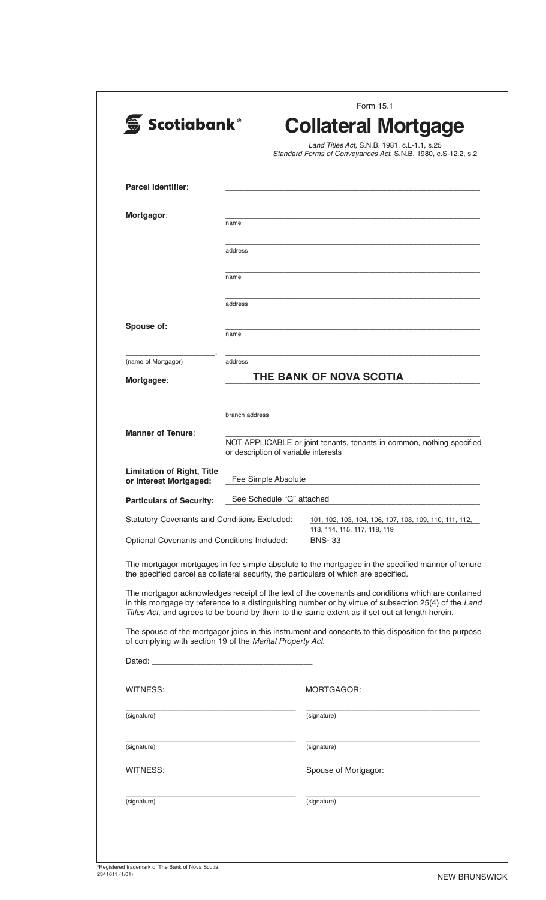Scotiabank®

Form 15.1

# Collateral Mortgage

*Land Titles Act*, S.N.B. 1981, c.L-1.1, s.25
*Standard Forms of Conveyances Act*, S.N.B. 1980, c.S-12.2, s.2

**Parcel Identifier**: ____________________

**Mortgagor**:

____________________
name

____________________
address

____________________
name

____________________
address

**Spouse of:**

____________________
name

____________________.
(name of Mortgagor)

____________________
address

**Mortgagee**: **THE BANK OF NOVA SCOTIA**

____________________
branch address

**Manner of Tenure**: ____________________
NOT APPLICABLE or joint tenants, tenants in common, nothing specified or description of variable interests

**Limitation of Right, Title or Interest Mortgaged:** Fee Simple Absolute

**Particulars of Security:** See Schedule "G" attached

Statutory Covenants and Conditions Excluded: 101, 102, 103, 104, 106, 107, 108, 109, 110, 111, 112, 113, 114, 115, 117, 118, 119

Optional Covenants and Conditions Included: BNS- 33

The mortgagor mortgages in fee simple absolute to the mortgagee in the specified manner of tenure the specified parcel as collateral security, the particulars of which are specified.

The mortgagor acknowledges receipt of the text of the covenants and conditions which are contained in this mortgage by reference to a distinguishing number or by virtue of subsection 25(4) of the *Land Titles Act*, and agrees to be bound by them to the same extent as if set out at length herein.

The spouse of the mortgagor joins in this instrument and consents to this disposition for the purpose of complying with section 19 of the *Marital Property Act*.

Dated: ____________________

| WITNESS: | MORTGAGOR: |
|---|---|
| ____________________ (signature) | ____________________ (signature) |
| ____________________ (signature) | ____________________ (signature) |

| WITNESS: | Spouse of Mortgagor: |
|---|---|
| ____________________ (signature) | ____________________ (signature) |

®Registered trademark of The Bank of Nova Scotia.
2341611 (1/01)

NEW BRUNSWICK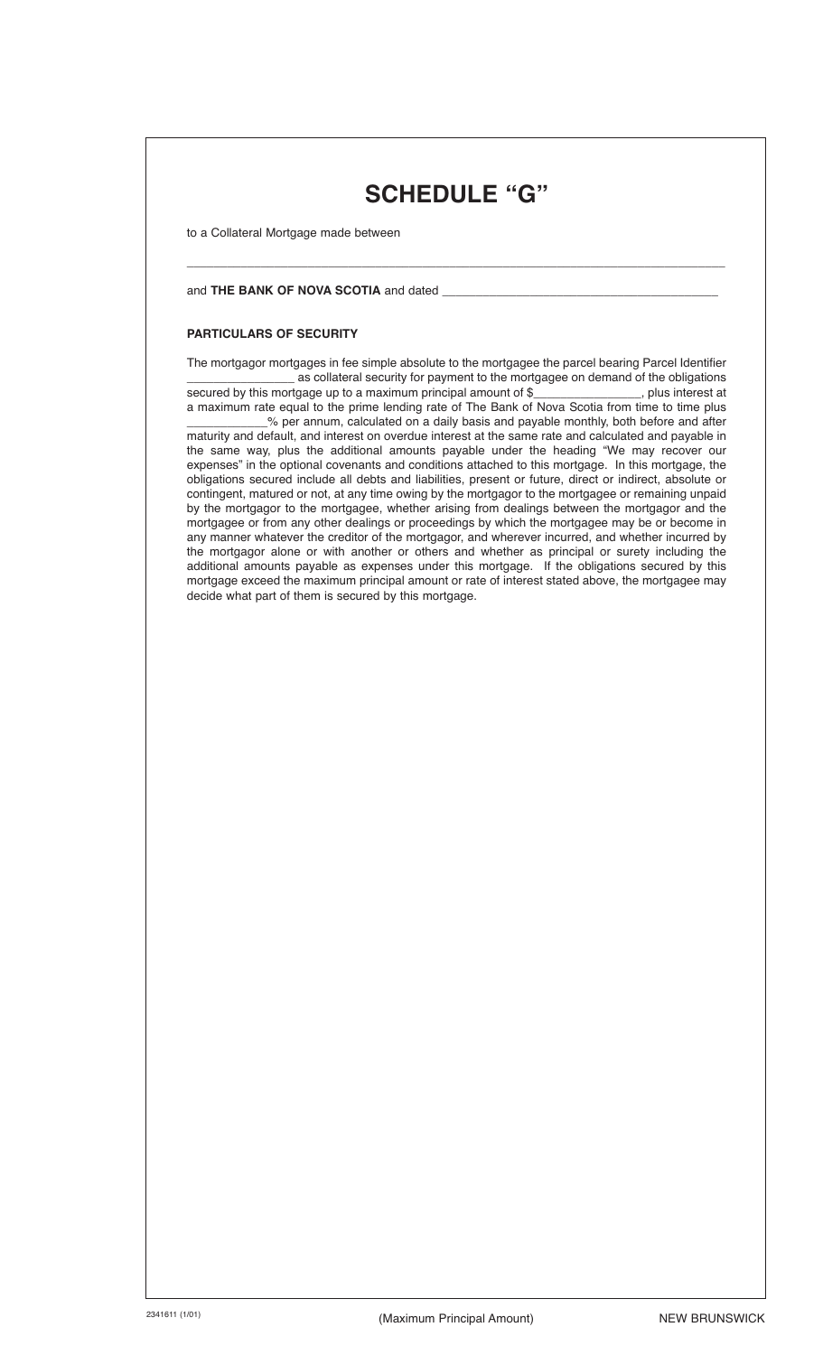# SCHEDULE "G"

to a Collateral Mortgage made between

\_\_\_\_\_\_\_\_\_\_\_\_\_\_\_\_\_\_\_\_\_\_\_\_\_\_\_\_\_\_\_\_\_\_\_\_\_\_\_\_\_\_\_\_\_\_\_\_\_\_\_\_\_\_\_\_\_\_\_\_\_\_\_\_\_\_\_\_\_\_\_\_\_\_\_\_\_\_

and **THE BANK OF NOVA SCOTIA** and dated \_\_\_\_\_\_\_\_\_\_\_\_\_\_\_\_\_\_\_\_\_\_\_\_\_\_\_\_\_\_\_\_\_\_\_\_\_\_\_\_

**PARTICULARS OF SECURITY**

The mortgagor mortgages in fee simple absolute to the mortgagee the parcel bearing Parcel Identifier \_\_\_\_\_\_\_\_\_\_\_\_\_\_\_\_ as collateral security for payment to the mortgagee on demand of the obligations secured by this mortgage up to a maximum principal amount of $\_\_\_\_\_\_\_\_\_\_\_\_\_\_\_\_, plus interest at a maximum rate equal to the prime lending rate of The Bank of Nova Scotia from time to time plus \_\_\_\_\_\_\_\_\_\_\_\_% per annum, calculated on a daily basis and payable monthly, both before and after maturity and default, and interest on overdue interest at the same rate and calculated and payable in the same way, plus the additional amounts payable under the heading "We may recover our expenses" in the optional covenants and conditions attached to this mortgage. In this mortgage, the obligations secured include all debts and liabilities, present or future, direct or indirect, absolute or contingent, matured or not, at any time owing by the mortgagor to the mortgagee or remaining unpaid by the mortgagor to the mortgagee, whether arising from dealings between the mortgagor and the mortgagee or from any other dealings or proceedings by which the mortgagee may be or become in any manner whatever the creditor of the mortgagor, and wherever incurred, and whether incurred by the mortgagor alone or with another or others and whether as principal or surety including the additional amounts payable as expenses under this mortgage. If the obligations secured by this mortgage exceed the maximum principal amount or rate of interest stated above, the mortgagee may decide what part of them is secured by this mortgage.

2341611 (1/01) (Maximum Principal Amount) NEW BRUNSWICK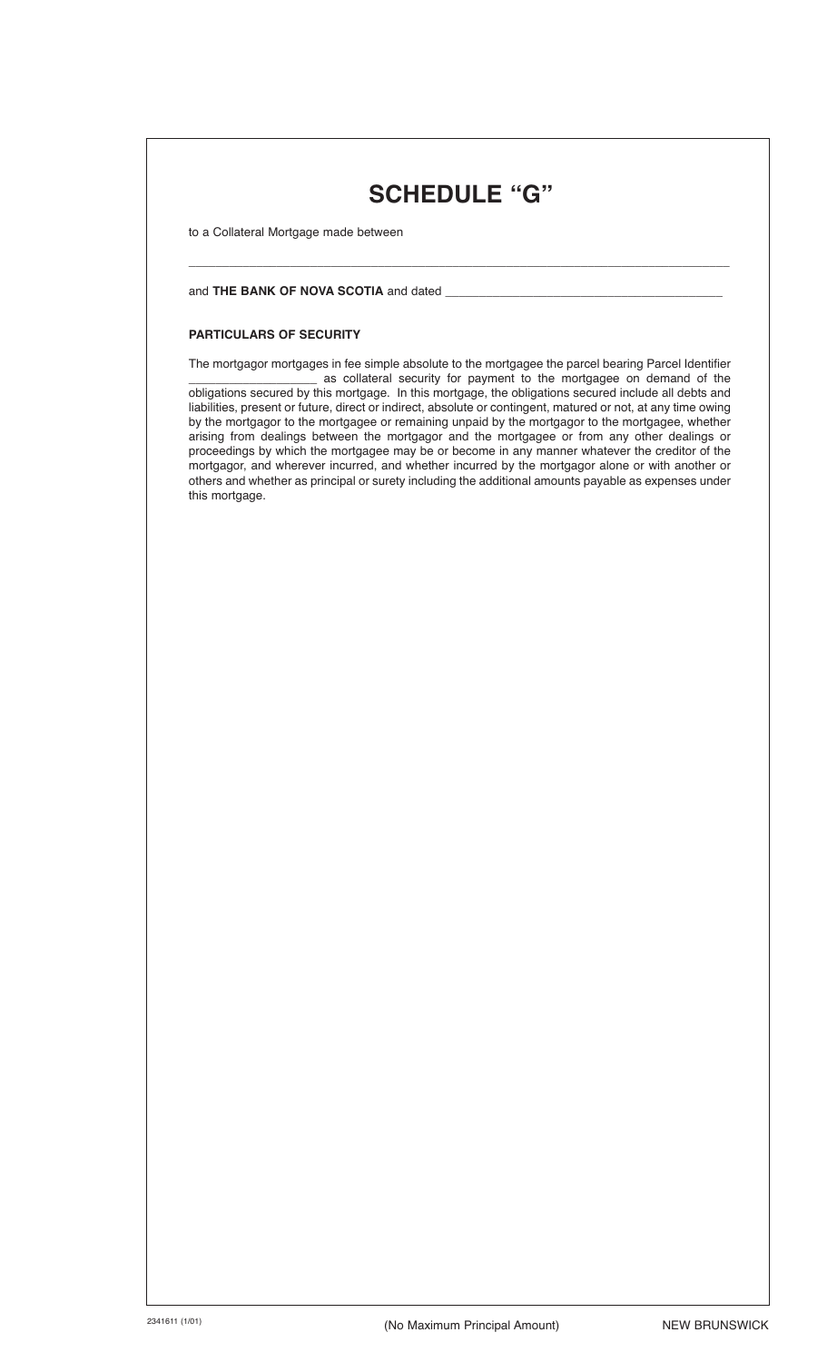# SCHEDULE "G"

to a Collateral Mortgage made between

\_\_\_\_\_\_\_\_\_\_\_\_\_\_\_\_\_\_\_\_\_\_\_\_\_\_\_\_\_\_\_\_\_\_\_\_\_\_\_\_\_\_\_\_\_\_\_\_\_\_\_\_\_\_\_\_\_\_\_\_\_\_\_\_\_\_\_\_\_\_\_\_

and **THE BANK OF NOVA SCOTIA** and dated \_\_\_\_\_\_\_\_\_\_\_\_\_\_\_\_\_\_\_\_\_\_\_\_\_\_\_\_\_\_\_\_\_\_\_\_\_\_\_\_

**PARTICULARS OF SECURITY**

The mortgagor mortgages in fee simple absolute to the mortgagee the parcel bearing Parcel Identifier \_\_\_\_\_\_\_\_\_\_\_\_\_\_\_\_\_\_ as collateral security for payment to the mortgagee on demand of the obligations secured by this mortgage. In this mortgage, the obligations secured include all debts and liabilities, present or future, direct or indirect, absolute or contingent, matured or not, at any time owing by the mortgagor to the mortgagee or remaining unpaid by the mortgagor to the mortgagee, whether arising from dealings between the mortgagor and the mortgagee or from any other dealings or proceedings by which the mortgagee may be or become in any manner whatever the creditor of the mortgagor, and wherever incurred, and whether incurred by the mortgagor alone or with another or others and whether as principal or surety including the additional amounts payable as expenses under this mortgage.

2341611 (1/01) (No Maximum Principal Amount) NEW BRUNSWICK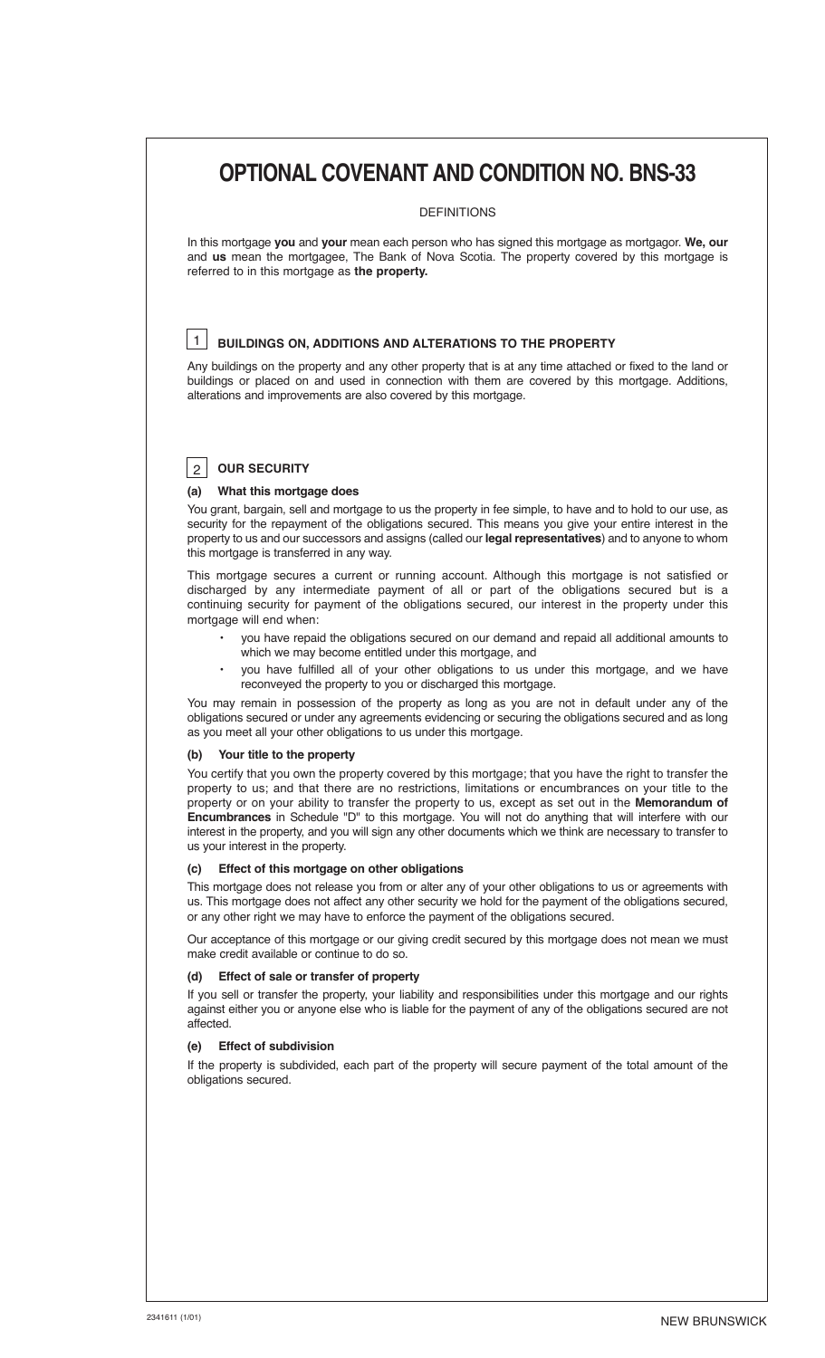# OPTIONAL COVENANT AND CONDITION NO. BNS-33

DEFINITIONS

In this mortgage **you** and **your** mean each person who has signed this mortgage as mortgagor. **We, our** and **us** mean the mortgagee, The Bank of Nova Scotia. The property covered by this mortgage is referred to in this mortgage as **the property.**

## 1 BUILDINGS ON, ADDITIONS AND ALTERATIONS TO THE PROPERTY

Any buildings on the property and any other property that is at any time attached or fixed to the land or buildings or placed on and used in connection with them are covered by this mortgage. Additions, alterations and improvements are also covered by this mortgage.

## 2 OUR SECURITY

### (a) What this mortgage does

You grant, bargain, sell and mortgage to us the property in fee simple, to have and to hold to our use, as security for the repayment of the obligations secured. This means you give your entire interest in the property to us and our successors and assigns (called our **legal representatives**) and to anyone to whom this mortgage is transferred in any way.

This mortgage secures a current or running account. Although this mortgage is not satisfied or discharged by any intermediate payment of all or part of the obligations secured but is a continuing security for payment of the obligations secured, our interest in the property under this mortgage will end when:

- you have repaid the obligations secured on our demand and repaid all additional amounts to which we may become entitled under this mortgage, and
- you have fulfilled all of your other obligations to us under this mortgage, and we have reconveyed the property to you or discharged this mortgage.

You may remain in possession of the property as long as you are not in default under any of the obligations secured or under any agreements evidencing or securing the obligations secured and as long as you meet all your other obligations to us under this mortgage.

### (b) Your title to the property

You certify that you own the property covered by this mortgage; that you have the right to transfer the property to us; and that there are no restrictions, limitations or encumbrances on your title to the property or on your ability to transfer the property to us, except as set out in the **Memorandum of Encumbrances** in Schedule "D" to this mortgage. You will not do anything that will interfere with our interest in the property, and you will sign any other documents which we think are necessary to transfer to us your interest in the property.

### (c) Effect of this mortgage on other obligations

This mortgage does not release you from or alter any of your other obligations to us or agreements with us. This mortgage does not affect any other security we hold for the payment of the obligations secured, or any other right we may have to enforce the payment of the obligations secured.

Our acceptance of this mortgage or our giving credit secured by this mortgage does not mean we must make credit available or continue to do so.

### (d) Effect of sale or transfer of property

If you sell or transfer the property, your liability and responsibilities under this mortgage and our rights against either you or anyone else who is liable for the payment of any of the obligations secured are not affected.

### (e) Effect of subdivision

If the property is subdivided, each part of the property will secure payment of the total amount of the obligations secured.

2341611 (1/01) NEW BRUNSWICK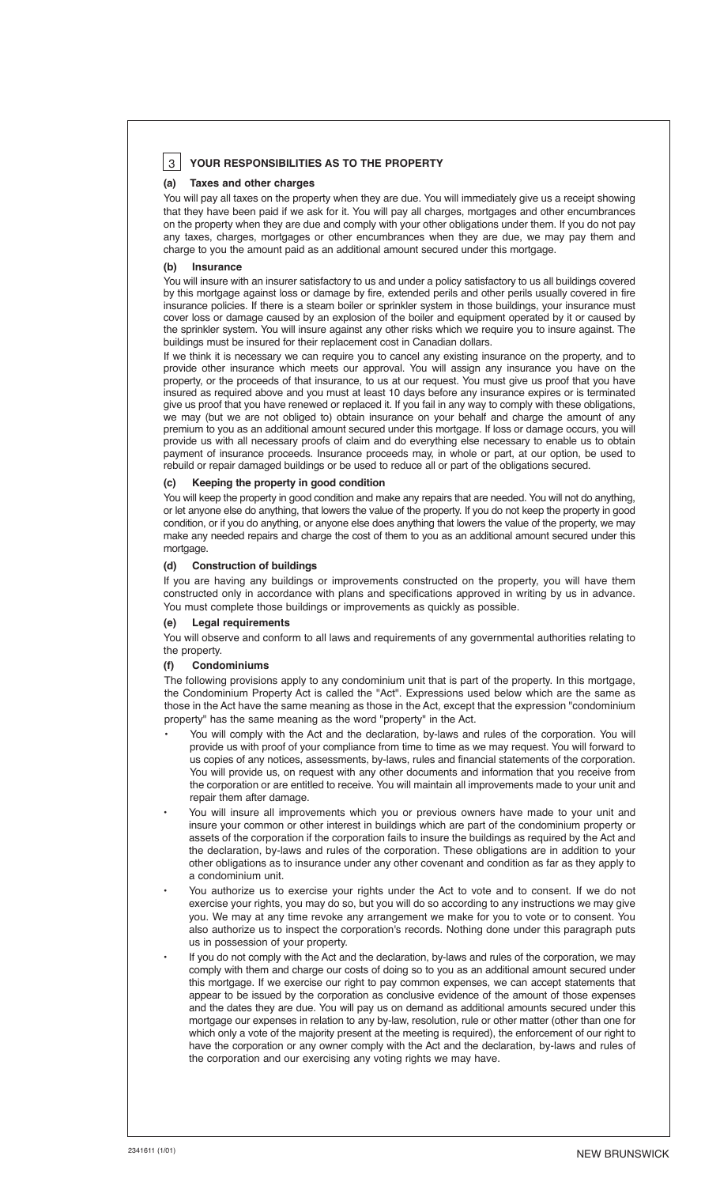## 3 YOUR RESPONSIBILITIES AS TO THE PROPERTY

### (a) Taxes and other charges

You will pay all taxes on the property when they are due. You will immediately give us a receipt showing that they have been paid if we ask for it. You will pay all charges, mortgages and other encumbrances on the property when they are due and comply with your other obligations under them. If you do not pay any taxes, charges, mortgages or other encumbrances when they are due, we may pay them and charge to you the amount paid as an additional amount secured under this mortgage.

### (b) Insurance

You will insure with an insurer satisfactory to us and under a policy satisfactory to us all buildings covered by this mortgage against loss or damage by fire, extended perils and other perils usually covered in fire insurance policies. If there is a steam boiler or sprinkler system in those buildings, your insurance must cover loss or damage caused by an explosion of the boiler and equipment operated by it or caused by the sprinkler system. You will insure against any other risks which we require you to insure against. The buildings must be insured for their replacement cost in Canadian dollars.

If we think it is necessary we can require you to cancel any existing insurance on the property, and to provide other insurance which meets our approval. You will assign any insurance you have on the property, or the proceeds of that insurance, to us at our request. You must give us proof that you have insured as required above and you must at least 10 days before any insurance expires or is terminated give us proof that you have renewed or replaced it. If you fail in any way to comply with these obligations, we may (but we are not obliged to) obtain insurance on your behalf and charge the amount of any premium to you as an additional amount secured under this mortgage. If loss or damage occurs, you will provide us with all necessary proofs of claim and do everything else necessary to enable us to obtain payment of insurance proceeds. Insurance proceeds may, in whole or part, at our option, be used to rebuild or repair damaged buildings or be used to reduce all or part of the obligations secured.

### (c) Keeping the property in good condition

You will keep the property in good condition and make any repairs that are needed. You will not do anything, or let anyone else do anything, that lowers the value of the property. If you do not keep the property in good condition, or if you do anything, or anyone else does anything that lowers the value of the property, we may make any needed repairs and charge the cost of them to you as an additional amount secured under this mortgage.

### (d) Construction of buildings

If you are having any buildings or improvements constructed on the property, you will have them constructed only in accordance with plans and specifications approved in writing by us in advance. You must complete those buildings or improvements as quickly as possible.

### (e) Legal requirements

You will observe and conform to all laws and requirements of any governmental authorities relating to the property.

### (f) Condominiums

The following provisions apply to any condominium unit that is part of the property. In this mortgage, the Condominium Property Act is called the "Act". Expressions used below which are the same as those in the Act have the same meaning as those in the Act, except that the expression "condominium property" has the same meaning as the word "property" in the Act.

- You will comply with the Act and the declaration, by-laws and rules of the corporation. You will provide us with proof of your compliance from time to time as we may request. You will forward to us copies of any notices, assessments, by-laws, rules and financial statements of the corporation. You will provide us, on request with any other documents and information that you receive from the corporation or are entitled to receive. You will maintain all improvements made to your unit and repair them after damage.
- You will insure all improvements which you or previous owners have made to your unit and insure your common or other interest in buildings which are part of the condominium property or assets of the corporation if the corporation fails to insure the buildings as required by the Act and the declaration, by-laws and rules of the corporation. These obligations are in addition to your other obligations as to insurance under any other covenant and condition as far as they apply to a condominium unit.
- You authorize us to exercise your rights under the Act to vote and to consent. If we do not exercise your rights, you may do so, but you will do so according to any instructions we may give you. We may at any time revoke any arrangement we make for you to vote or to consent. You also authorize us to inspect the corporation's records. Nothing done under this paragraph puts us in possession of your property.
- If you do not comply with the Act and the declaration, by-laws and rules of the corporation, we may comply with them and charge our costs of doing so to you as an additional amount secured under this mortgage. If we exercise our right to pay common expenses, we can accept statements that appear to be issued by the corporation as conclusive evidence of the amount of those expenses and the dates they are due. You will pay us on demand as additional amounts secured under this mortgage our expenses in relation to any by-law, resolution, rule or other matter (other than one for which only a vote of the majority present at the meeting is required), the enforcement of our right to have the corporation or any owner comply with the Act and the declaration, by-laws and rules of the corporation and our exercising any voting rights we may have.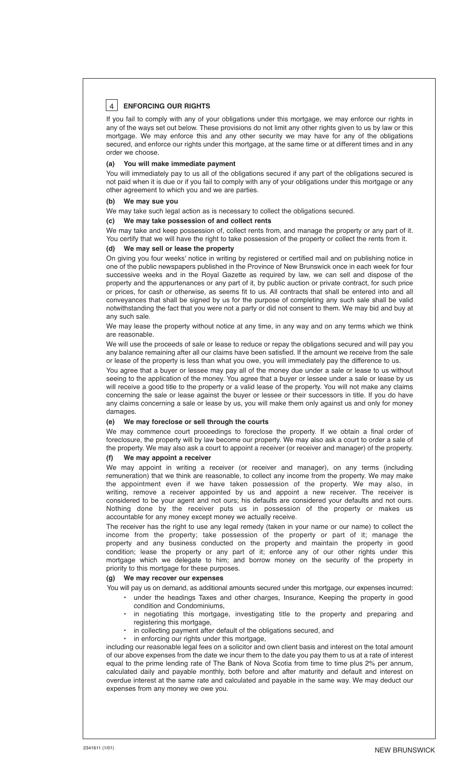## 4 ENFORCING OUR RIGHTS

If you fail to comply with any of your obligations under this mortgage, we may enforce our rights in any of the ways set out below. These provisions do not limit any other rights given to us by law or this mortgage. We may enforce this and any other security we may have for any of the obligations secured, and enforce our rights under this mortgage, at the same time or at different times and in any order we choose.

### (a) You will make immediate payment

You will immediately pay to us all of the obligations secured if any part of the obligations secured is not paid when it is due or if you fail to comply with any of your obligations under this mortgage or any other agreement to which you and we are parties.

### (b) We may sue you

We may take such legal action as is necessary to collect the obligations secured.

### (c) We may take possession of and collect rents

We may take and keep possession of, collect rents from, and manage the property or any part of it. You certify that we will have the right to take possession of the property or collect the rents from it.

### (d) We may sell or lease the property

On giving you four weeks' notice in writing by registered or certified mail and on publishing notice in one of the public newspapers published in the Province of New Brunswick once in each week for four successive weeks and in the Royal Gazette as required by law, we can sell and dispose of the property and the appurtenances or any part of it, by public auction or private contract, for such price or prices, for cash or otherwise, as seems fit to us. All contracts that shall be entered into and all conveyances that shall be signed by us for the purpose of completing any such sale shall be valid notwithstanding the fact that you were not a party or did not consent to them. We may bid and buy at any such sale.

We may lease the property without notice at any time, in any way and on any terms which we think are reasonable.

We will use the proceeds of sale or lease to reduce or repay the obligations secured and will pay you any balance remaining after all our claims have been satisfied. If the amount we receive from the sale or lease of the property is less than what you owe, you will immediately pay the difference to us.

You agree that a buyer or lessee may pay all of the money due under a sale or lease to us without seeing to the application of the money. You agree that a buyer or lessee under a sale or lease by us will receive a good title to the property or a valid lease of the property. You will not make any claims concerning the sale or lease against the buyer or lessee or their successors in title. If you do have any claims concerning a sale or lease by us, you will make them only against us and only for money damages.

### (e) We may foreclose or sell through the courts

We may commence court proceedings to foreclose the property. If we obtain a final order of foreclosure, the property will by law become our property. We may also ask a court to order a sale of the property. We may also ask a court to appoint a receiver (or receiver and manager) of the property.

### (f) We may appoint a receiver

We may appoint in writing a receiver (or receiver and manager), on any terms (including remuneration) that we think are reasonable, to collect any income from the property. We may make the appointment even if we have taken possession of the property. We may also, in writing, remove a receiver appointed by us and appoint a new receiver. The receiver is considered to be your agent and not ours; his defaults are considered your defaults and not ours. Nothing done by the receiver puts us in possession of the property or makes us accountable for any money except money we actually receive.

The receiver has the right to use any legal remedy (taken in your name or our name) to collect the income from the property; take possession of the property or part of it; manage the property and any business conducted on the property and maintain the property in good condition; lease the property or any part of it; enforce any of our other rights under this mortgage which we delegate to him; and borrow money on the security of the property in priority to this mortgage for these purposes.

### (g) We may recover our expenses

You will pay us on demand, as additional amounts secured under this mortgage, our expenses incurred:

- under the headings Taxes and other charges, Insurance, Keeping the property in good condition and Condominiums,
- in negotiating this mortgage, investigating title to the property and preparing and registering this mortgage,
- in collecting payment after default of the obligations secured, and
- in enforcing our rights under this mortgage,

including our reasonable legal fees on a solicitor and own client basis and interest on the total amount of our above expenses from the date we incur them to the date you pay them to us at a rate of interest equal to the prime lending rate of The Bank of Nova Scotia from time to time plus 2% per annum, calculated daily and payable monthly, both before and after maturity and default and interest on overdue interest at the same rate and calculated and payable in the same way. We may deduct our expenses from any money we owe you.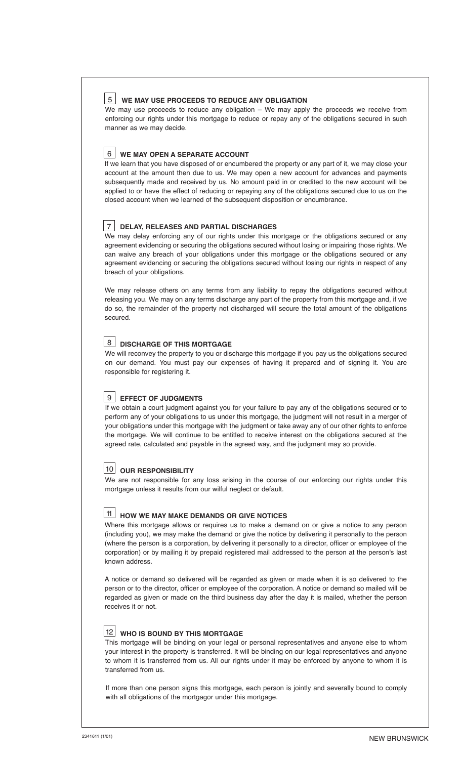## 5 WE MAY USE PROCEEDS TO REDUCE ANY OBLIGATION

We may use proceeds to reduce any obligation – We may apply the proceeds we receive from enforcing our rights under this mortgage to reduce or repay any of the obligations secured in such manner as we may decide.

## 6 WE MAY OPEN A SEPARATE ACCOUNT

If we learn that you have disposed of or encumbered the property or any part of it, we may close your account at the amount then due to us. We may open a new account for advances and payments subsequently made and received by us. No amount paid in or credited to the new account will be applied to or have the effect of reducing or repaying any of the obligations secured due to us on the closed account when we learned of the subsequent disposition or encumbrance.

## 7 DELAY, RELEASES AND PARTIAL DISCHARGES

We may delay enforcing any of our rights under this mortgage or the obligations secured or any agreement evidencing or securing the obligations secured without losing or impairing those rights. We can waive any breach of your obligations under this mortgage or the obligations secured or any agreement evidencing or securing the obligations secured without losing our rights in respect of any breach of your obligations.

We may release others on any terms from any liability to repay the obligations secured without releasing you. We may on any terms discharge any part of the property from this mortgage and, if we do so, the remainder of the property not discharged will secure the total amount of the obligations secured.

## 8 DISCHARGE OF THIS MORTGAGE

We will reconvey the property to you or discharge this mortgage if you pay us the obligations secured on our demand. You must pay our expenses of having it prepared and of signing it. You are responsible for registering it.

## 9 EFFECT OF JUDGMENTS

If we obtain a court judgment against you for your failure to pay any of the obligations secured or to perform any of your obligations to us under this mortgage, the judgment will not result in a merger of your obligations under this mortgage with the judgment or take away any of our other rights to enforce the mortgage. We will continue to be entitled to receive interest on the obligations secured at the agreed rate, calculated and payable in the agreed way, and the judgment may so provide.

## 10 OUR RESPONSIBILITY

We are not responsible for any loss arising in the course of our enforcing our rights under this mortgage unless it results from our wilful neglect or default.

## 11 HOW WE MAY MAKE DEMANDS OR GIVE NOTICES

Where this mortgage allows or requires us to make a demand on or give a notice to any person (including you), we may make the demand or give the notice by delivering it personally to the person (where the person is a corporation, by delivering it personally to a director, officer or employee of the corporation) or by mailing it by prepaid registered mail addressed to the person at the person's last known address.

A notice or demand so delivered will be regarded as given or made when it is so delivered to the person or to the director, officer or employee of the corporation. A notice or demand so mailed will be regarded as given or made on the third business day after the day it is mailed, whether the person receives it or not.

## 12 WHO IS BOUND BY THIS MORTGAGE

This mortgage will be binding on your legal or personal representatives and anyone else to whom your interest in the property is transferred. It will be binding on our legal representatives and anyone to whom it is transferred from us. All our rights under it may be enforced by anyone to whom it is transferred from us.

If more than one person signs this mortgage, each person is jointly and severally bound to comply with all obligations of the mortgagor under this mortgage.

2341611 (1/01) NEW BRUNSWICK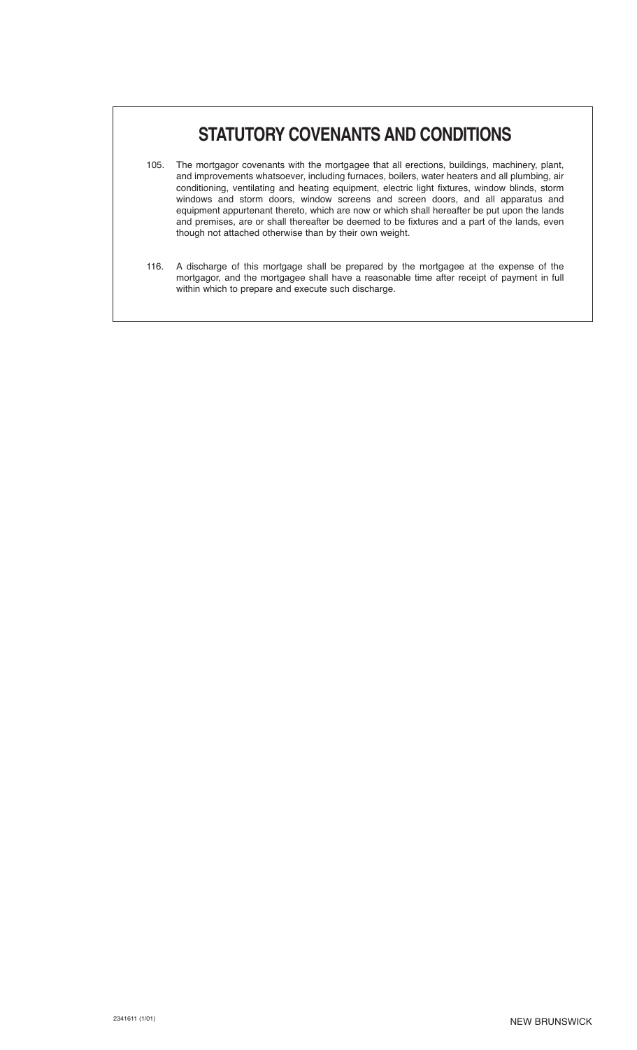# STATUTORY COVENANTS AND CONDITIONS

105. The mortgagor covenants with the mortgagee that all erections, buildings, machinery, plant, and improvements whatsoever, including furnaces, boilers, water heaters and all plumbing, air conditioning, ventilating and heating equipment, electric light fixtures, window blinds, storm windows and storm doors, window screens and screen doors, and all apparatus and equipment appurtenant thereto, which are now or which shall hereafter be put upon the lands and premises, are or shall thereafter be deemed to be fixtures and a part of the lands, even though not attached otherwise than by their own weight.

116. A discharge of this mortgage shall be prepared by the mortgagee at the expense of the mortgagor, and the mortgagee shall have a reasonable time after receipt of payment in full within which to prepare and execute such discharge.

2341611 (1/01)

NEW BRUNSWICK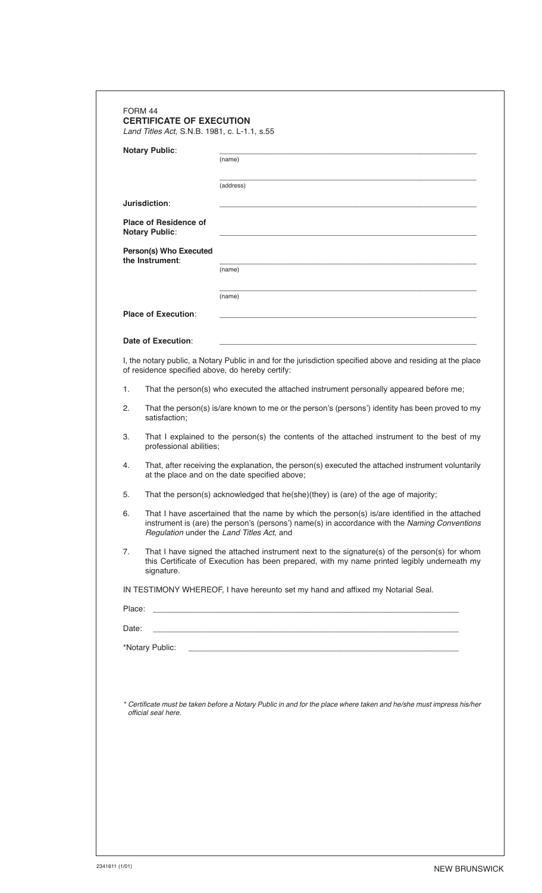FORM 44
## CERTIFICATE OF EXECUTION
*Land Titles Act*, S.N.B. 1981, c. L-1.1, s.55

**Notary Public**: ______________________________ (name)

______________________________ (address)

**Jurisdiction**: ______________________________

**Place of Residence of Notary Public**: ______________________________

**Person(s) Who Executed the Instrument**: ______________________________ (name)

______________________________ (name)

**Place of Execution**: ______________________________

**Date of Execution**: ______________________________

I, the notary public, a Notary Public in and for the jurisdiction specified above and residing at the place of residence specified above, do hereby certify:

1. That the person(s) who executed the attached instrument personally appeared before me;
2. That the person(s) is/are known to me or the person's (persons') identity has been proved to my satisfaction;
3. That I explained to the person(s) the contents of the attached instrument to the best of my professional abilities;
4. That, after receiving the explanation, the person(s) executed the attached instrument voluntarily at the place and on the date specified above;
5. That the person(s) acknowledged that he(she)(they) is (are) of the age of majority;
6. That I have ascertained that the name by which the person(s) is/are identified in the attached instrument is (are) the person's (persons') name(s) in accordance with the *Naming Conventions Regulation* under the *Land Titles Act*, and
7. That I have signed the attached instrument next to the signature(s) of the person(s) for whom this Certificate of Execution has been prepared, with my name printed legibly underneath my signature.

IN TESTIMONY WHEREOF, I have hereunto set my hand and affixed my Notarial Seal.

Place: ______________________________

Date: ______________________________

*Notary Public: ______________________________

*\* Certificate must be taken before a Notary Public in and for the place where taken and he/she must impress his/her official seal here.*

2341611 (1/01) NEW BRUNSWICK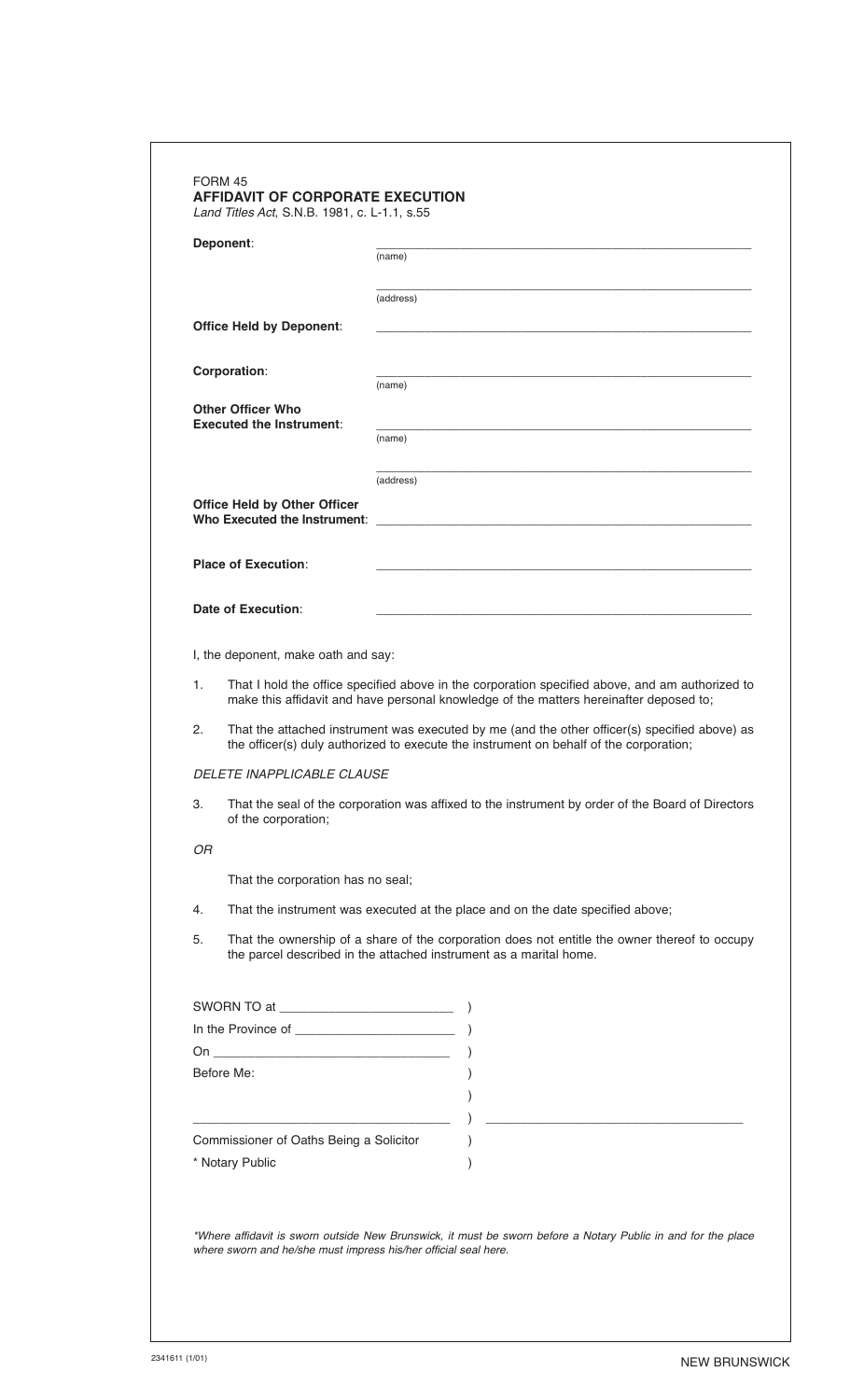FORM 45

**AFFIDAVIT OF CORPORATE EXECUTION**

*Land Titles Act*, S.N.B. 1981, c. L-1.1, s.55

**Deponent**: ______________________________
(name)

______________________________
(address)

**Office Held by Deponent**: ______________________________

**Corporation**: ______________________________
(name)

**Other Officer Who Executed the Instrument**: ______________________________
(name)

______________________________
(address)

**Office Held by Other Officer Who Executed the Instrument**: ______________________________

**Place of Execution**: ______________________________

**Date of Execution**: ______________________________

I, the deponent, make oath and say:

1. That I hold the office specified above in the corporation specified above, and am authorized to make this affidavit and have personal knowledge of the matters hereinafter deposed to;

2. That the attached instrument was executed by me (and the other officer(s) specified above) as the officer(s) duly authorized to execute the instrument on behalf of the corporation;

*DELETE INAPPLICABLE CLAUSE*

3. That the seal of the corporation was affixed to the instrument by order of the Board of Directors of the corporation;

*OR*

That the corporation has no seal;

4. That the instrument was executed at the place and on the date specified above;

5. That the ownership of a share of the corporation does not entitle the owner thereof to occupy the parcel described in the attached instrument as a marital home.

SWORN TO at ______________________ )
In the Province of ___________________ )
On ______________________________ )
Before Me: )
)
______________________________ ) ______________________________
Commissioner of Oaths Being a Solicitor )
* Notary Public )

*\*Where affidavit is sworn outside New Brunswick, it must be sworn before a Notary Public in and for the place where sworn and he/she must impress his/her official seal here.*

2341611 (1/01)

NEW BRUNSWICK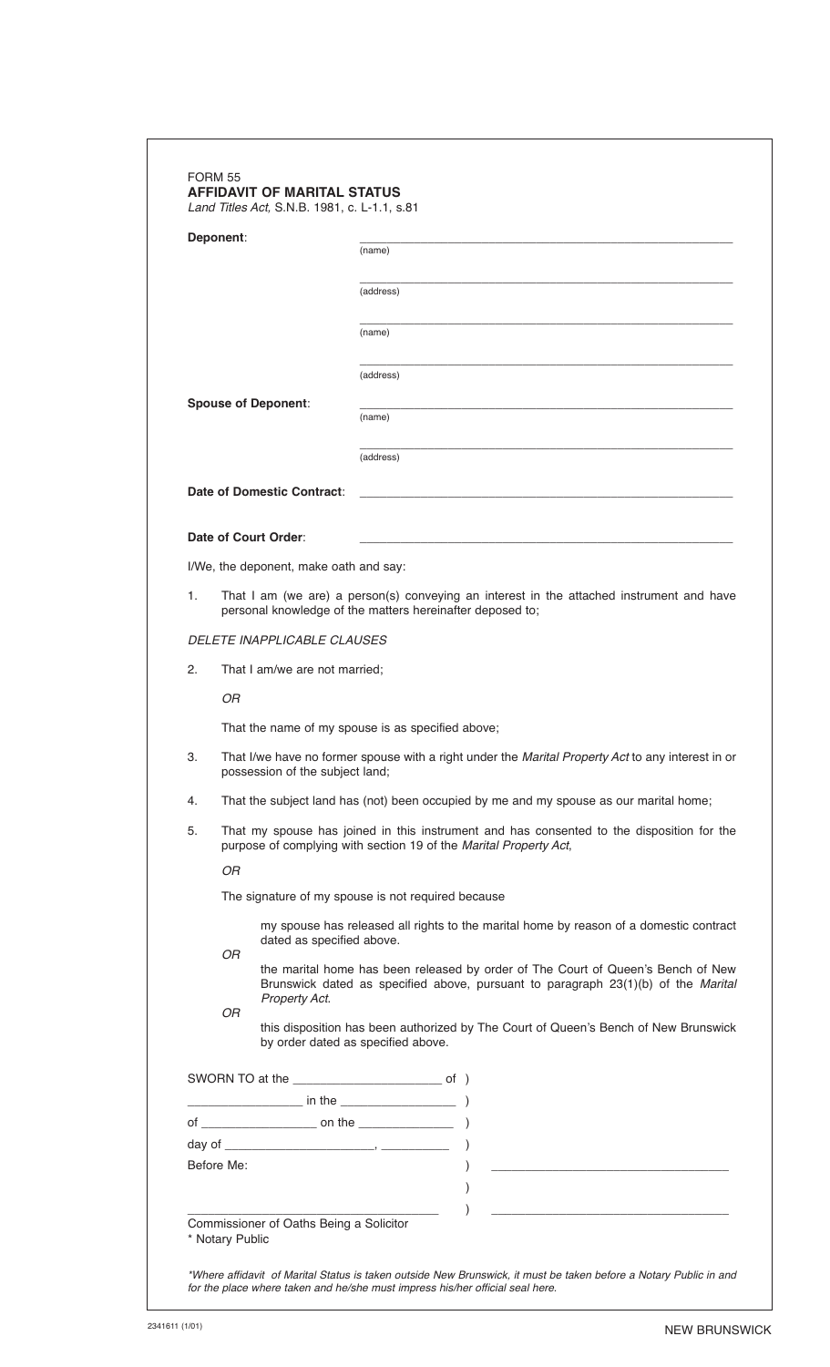FORM 55

**AFFIDAVIT OF MARITAL STATUS**

*Land Titles Act,* S.N.B. 1981, c. L-1.1, s.81

**Deponent**: ______________________________ (name)

______________________________ (address)

______________________________ (name)

______________________________ (address)

**Spouse of Deponent**: ______________________________ (name)

______________________________ (address)

**Date of Domestic Contract**: ______________________________

**Date of Court Order**: ______________________________

I/We, the deponent, make oath and say:

1. That I am (we are) a person(s) conveying an interest in the attached instrument and have personal knowledge of the matters hereinafter deposed to;

*DELETE INAPPLICABLE CLAUSES*

2. That I am/we are not married;

   *OR*

   That the name of my spouse is as specified above;

3. That I/we have no former spouse with a right under the *Marital Property Act* to any interest in or possession of the subject land;

4. That the subject land has (not) been occupied by me and my spouse as our marital home;

5. That my spouse has joined in this instrument and has consented to the disposition for the purpose of complying with section 19 of the *Marital Property Act*,

   *OR*

   The signature of my spouse is not required because

   my spouse has released all rights to the marital home by reason of a domestic contract dated as specified above.

   *OR*

   the marital home has been released by order of The Court of Queen's Bench of New Brunswick dated as specified above, pursuant to paragraph 23(1)(b) of the *Marital Property Act*.

   *OR*

   this disposition has been authorized by The Court of Queen's Bench of New Brunswick by order dated as specified above.

SWORN TO at the ______________________ of )
_________________ in the _________________ )
of _________________ on the ______________ )
day of ______________________, __________ )
Before Me: ) ______________________________
)
______________________________ ) ______________________________

Commissioner of Oaths Being a Solicitor
\* Notary Public

*\*Where affidavit of Marital Status is taken outside New Brunswick, it must be taken before a Notary Public in and for the place where taken and he/she must impress his/her official seal here.*

2341611 (1/01) NEW BRUNSWICK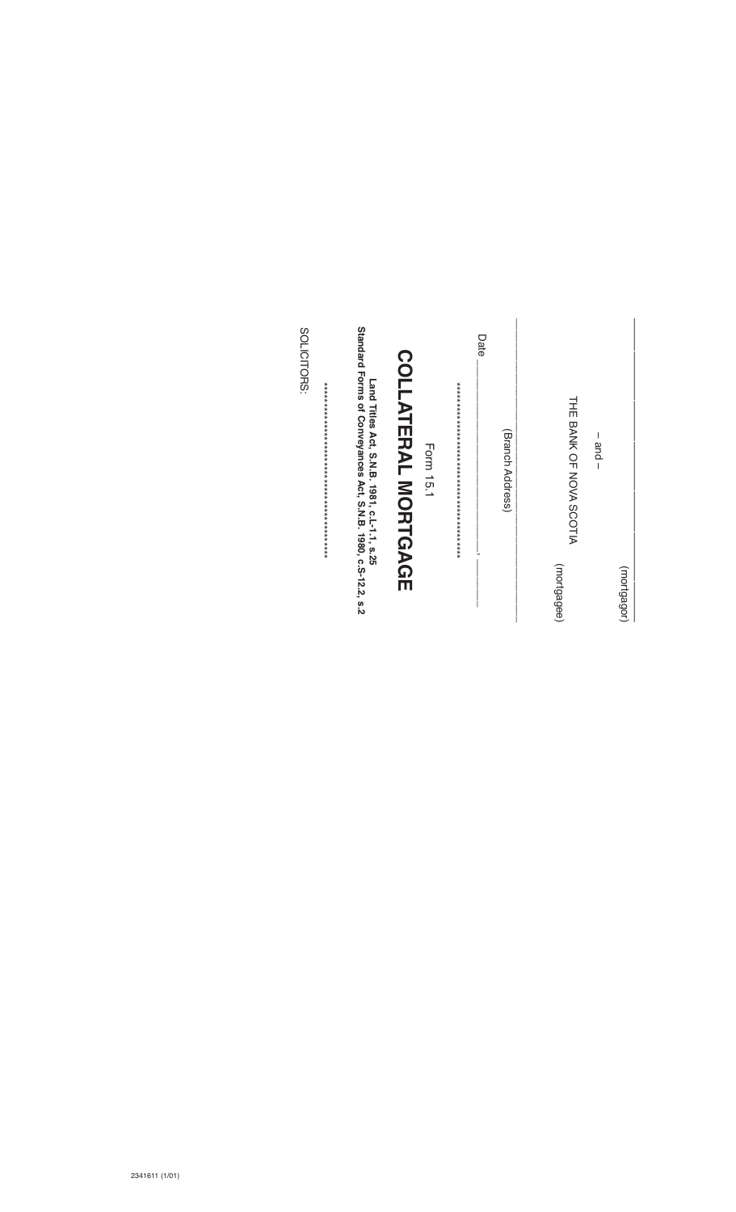\_\_\_\_\_\_\_\_\_\_\_\_\_\_\_\_\_\_\_\_\_\_\_\_\_\_\_\_\_\_\_\_\_\_\_\_\_\_\_\_\_\_\_\_ (mortgagor)

– and –

THE BANK OF NOVA SCOTIA

(mortgagee)

\_\_\_\_\_\_\_\_\_\_\_\_\_\_\_\_\_\_\_\_\_\_\_\_\_\_\_\_\_\_\_\_\_\_\_\_\_\_\_\_\_\_\_\_

(Branch Address)

Date \_\_\_\_\_\_\_\_\_\_\_\_\_\_\_\_\_\_\_\_\_\_\_\_\_\_\_\_\_\_, \_\_\_\_\_\_\_\_

\*\*\*\*\*\*\*\*\*\*\*\*\*\*\*\*\*\*\*\*\*\*\*\*\*\*\*\*\*\*\*\*\*\*\*\*\*\*\*\*\*\*\*\*

Form 15.1

# COLLATERAL MORTGAGE

**Land Titles Act, S.N.B. 1981, c.L-1.1, s.25**
**Standard Forms of Conveyances Act, S.N.B. 1980, c.S-12.2, s.2**

\*\*\*\*\*\*\*\*\*\*\*\*\*\*\*\*\*\*\*\*\*\*\*\*\*\*\*\*\*\*\*\*\*\*\*\*\*\*\*\*\*\*\*\*

SOLICITORS:

2341611 (1/01)